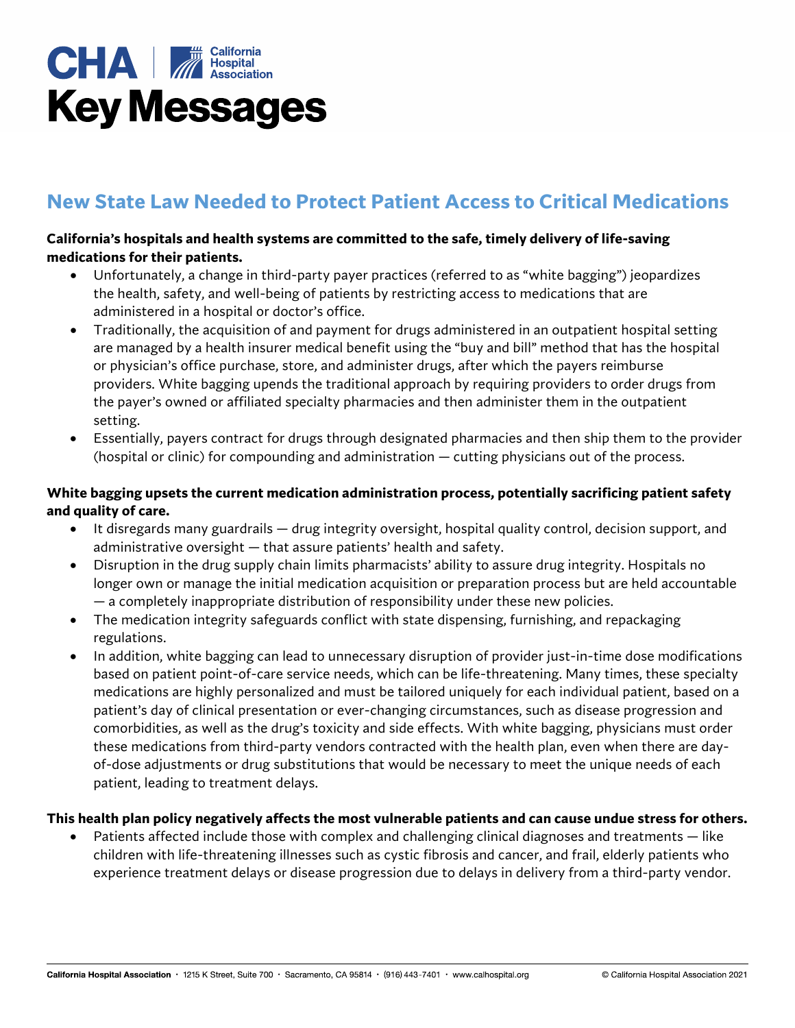# CHA | California Hospital Association

# Key Messages

## New State Law Needed to Protect Patient Access to Critical Medications

**California's hospitals and health systems are committed to the safe, timely delivery of life-saving medications for their patients.**

- Unfortunately, a change in third-party payer practices (referred to as "white bagging") jeopardizes the health, safety, and well-being of patients by restricting access to medications that are administered in a hospital or doctor's office.
- Traditionally, the acquisition of and payment for drugs administered in an outpatient hospital setting are managed by a health insurer medical benefit using the "buy and bill" method that has the hospital or physician's office purchase, store, and administer drugs, after which the payers reimburse providers. White bagging upends the traditional approach by requiring providers to order drugs from the payer's owned or affiliated specialty pharmacies and then administer them in the outpatient setting.
- Essentially, payers contract for drugs through designated pharmacies and then ship them to the provider (hospital or clinic) for compounding and administration — cutting physicians out of the process.

**White bagging upsets the current medication administration process, potentially sacrificing patient safety and quality of care.**

- It disregards many guardrails — drug integrity oversight, hospital quality control, decision support, and administrative oversight — that assure patients' health and safety.
- Disruption in the drug supply chain limits pharmacists' ability to assure drug integrity. Hospitals no longer own or manage the initial medication acquisition or preparation process but are held accountable — a completely inappropriate distribution of responsibility under these new policies.
- The medication integrity safeguards conflict with state dispensing, furnishing, and repackaging regulations.
- In addition, white bagging can lead to unnecessary disruption of provider just-in-time dose modifications based on patient point-of-care service needs, which can be life-threatening. Many times, these specialty medications are highly personalized and must be tailored uniquely for each individual patient, based on a patient's day of clinical presentation or ever-changing circumstances, such as disease progression and comorbidities, as well as the drug's toxicity and side effects. With white bagging, physicians must order these medications from third-party vendors contracted with the health plan, even when there are day-of-dose adjustments or drug substitutions that would be necessary to meet the unique needs of each patient, leading to treatment delays.

**This health plan policy negatively affects the most vulnerable patients and can cause undue stress for others.**

- Patients affected include those with complex and challenging clinical diagnoses and treatments — like children with life-threatening illnesses such as cystic fibrosis and cancer, and frail, elderly patients who experience treatment delays or disease progression due to delays in delivery from a third-party vendor.

**California Hospital Association** · 1215 K Street, Suite 700 · Sacramento, CA 95814 · (916) 443-7401 · www.calhospital.org © California Hospital Association 2021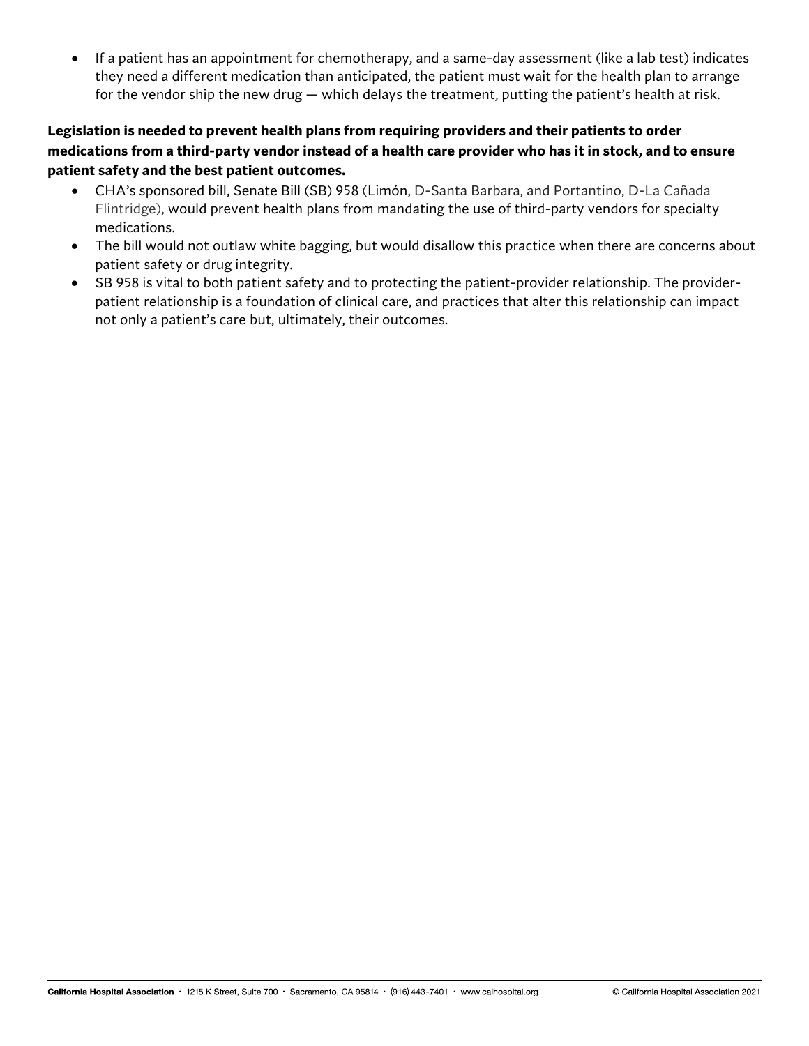- If a patient has an appointment for chemotherapy, and a same-day assessment (like a lab test) indicates they need a different medication than anticipated, the patient must wait for the health plan to arrange for the vendor ship the new drug — which delays the treatment, putting the patient's health at risk.

**Legislation is needed to prevent health plans from requiring providers and their patients to order medications from a third-party vendor instead of a health care provider who has it in stock, and to ensure patient safety and the best patient outcomes.**

- CHA's sponsored bill, Senate Bill (SB) 958 (Limón, D-Santa Barbara, and Portantino, D-La Cañada Flintridge), would prevent health plans from mandating the use of third-party vendors for specialty medications.
- The bill would not outlaw white bagging, but would disallow this practice when there are concerns about patient safety or drug integrity.
- SB 958 is vital to both patient safety and to protecting the patient-provider relationship. The provider-patient relationship is a foundation of clinical care, and practices that alter this relationship can impact not only a patient's care but, ultimately, their outcomes.